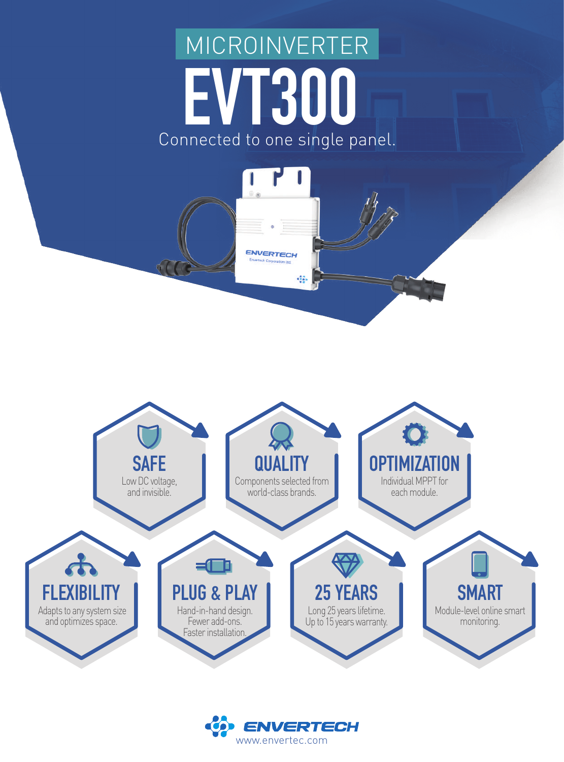# MICROINVERTER

# EVT300

Connected to one single panel.

### SAFE
Low DC voltage, and invisible.

### QUALITY
Components selected from world-class brands.

### OPTIMIZATION
Individual MPPT for each module.

### FLEXIBILITY
Adapts to any system size and optimizes space.

### PLUG & PLAY
Hand-in-hand design. Fewer add-ons. Faster installation.

### 25 YEARS
Long 25 years lifetime. Up to 15 years warranty.

### SMART
Module-level online smart monitoring.

ENVERTECH

www.envertec.com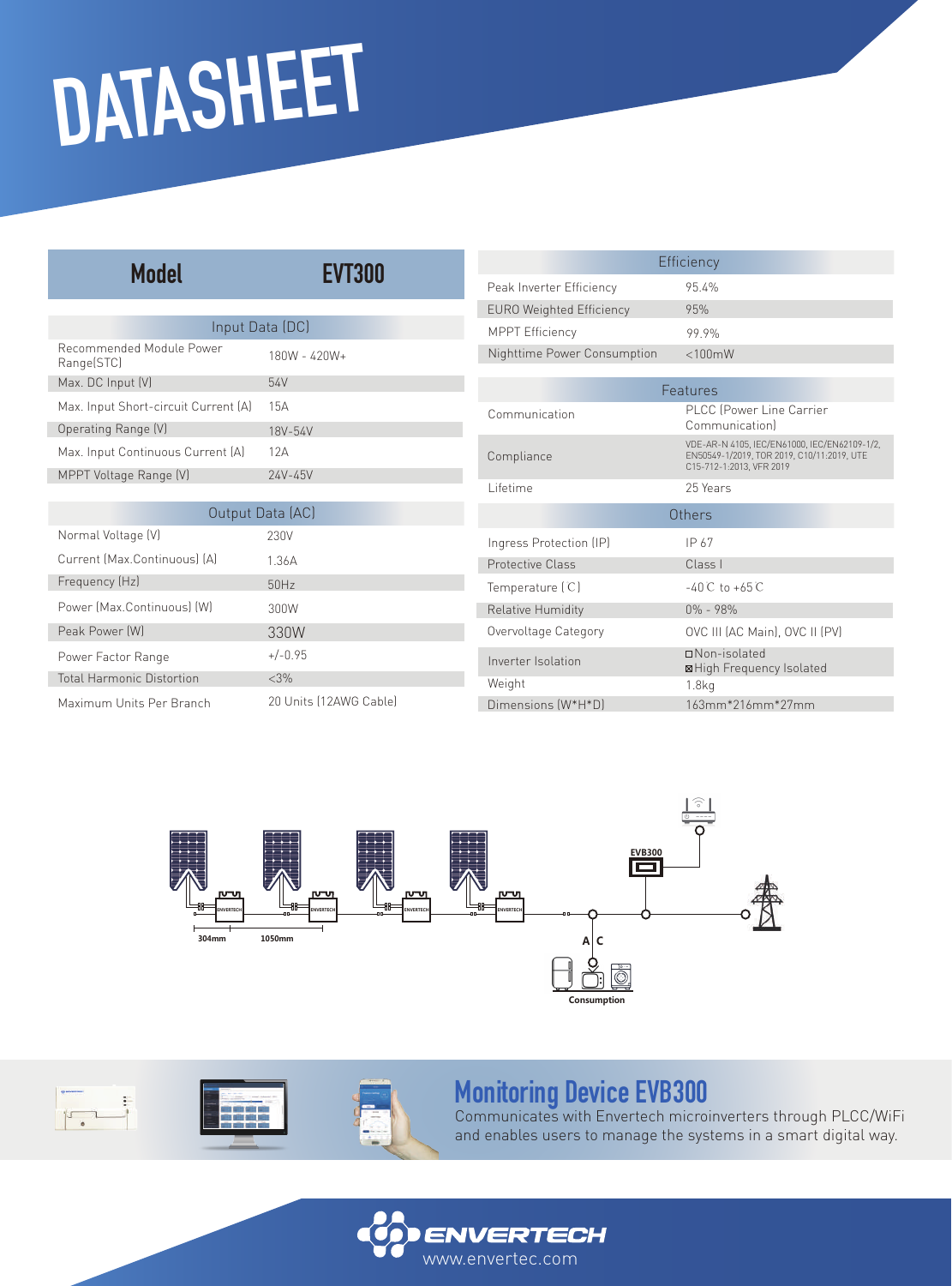# DATASHEET

| Model | EVT300 |
|---|---|
| **Input Data (DC)** | |
| Recommended Module Power Range(STC) | 180W - 420W+ |
| Max. DC Input (V) | 54V |
| Max. Input Short-circuit Current (A) | 15A |
| Operating Range (V) | 18V-54V |
| Max. Input Continuous Current (A) | 12A |
| MPPT Voltage Range (V) | 24V-45V |
| **Output Data (AC)** | |
| Normal Voltage (V) | 230V |
| Current (Max.Continuous) (A) | 1.36A |
| Frequency (Hz) | 50Hz |
| Power (Max.Continuous) (W) | 300W |
| Peak Power (W) | 330W |
| Power Factor Range | +/-0.95 |
| Total Harmonic Distortion | <3% |
| Maximum Units Per Branch | 20 Units (12AWG Cable) |

| Efficiency | |
|---|---|
| Peak Inverter Efficiency | 95.4% |
| EURO Weighted Efficiency | 95% |
| MPPT Efficiency | 99.9% |
| Nighttime Power Consumption | <100mW |
| **Features** | |
| Communication | PLCC (Power Line Carrier Communication) |
| Compliance | VDE-AR-N 4105, IEC/EN61000, IEC/EN62109-1/2, EN50549-1/2019, TOR 2019, C10/11:2019, UTE C15-712-1:2013, VFR 2019 |
| Lifetime | 25 Years |
| **Others** | |
| Ingress Protection (IP) | IP 67 |
| Protective Class | Class I |
| Temperature (°C) | -40°C to +65°C |
| Relative Humidity | 0% - 98% |
| Overvoltage Category | OVC III (AC Main), OVC II (PV) |
| Inverter Isolation | ☐Non-isolated ☒High Frequency Isolated |
| Weight | 1.8kg |
| Dimensions (W*H*D) | 163mm*216mm*27mm |

EVB300

ENVERTECH

304mm

1050mm

AC

Consumption

## Monitoring Device EVB300

Communicates with Envertech microinverters through PLCC/WiFi and enables users to manage the systems in a smart digital way.

ENVERTECH

www.envertec.com